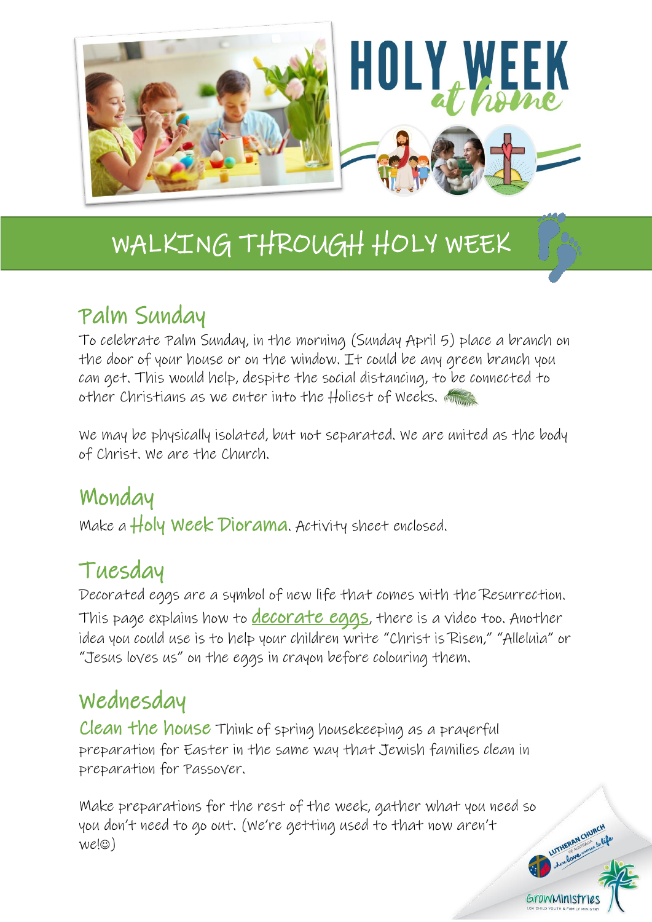# HOLY WEEK *at home*

## WALKING THROUGH HOLY WEEK

### Palm Sunday

To celebrate Palm Sunday, in the morning (Sunday April 5) place a branch on the door of your house or on the window. It could be any green branch you can get. This would help, despite the social distancing, to be connected to other Christians as we enter into the Holiest of Weeks.

We may be physically isolated, but not separated. We are united as the body of Christ. We are the Church.

### Monday

Make a **Holy Week Diorama**. Activity sheet enclosed.

### Tuesday

Decorated eggs are a symbol of new life that comes with the Resurrection. This page explains how to decorate eggs, there is a video too. Another idea you could use is to help your children write "Christ is Risen," "Alleluia" or "Jesus loves us" on the eggs in crayon before colouring them.

### Wednesday

**Clean the house** Think of spring housekeeping as a prayerful preparation for Easter in the same way that Jewish families clean in preparation for Passover.

Make preparations for the rest of the week, gather what you need so you don't need to go out. (We're getting used to that now aren't we!☺)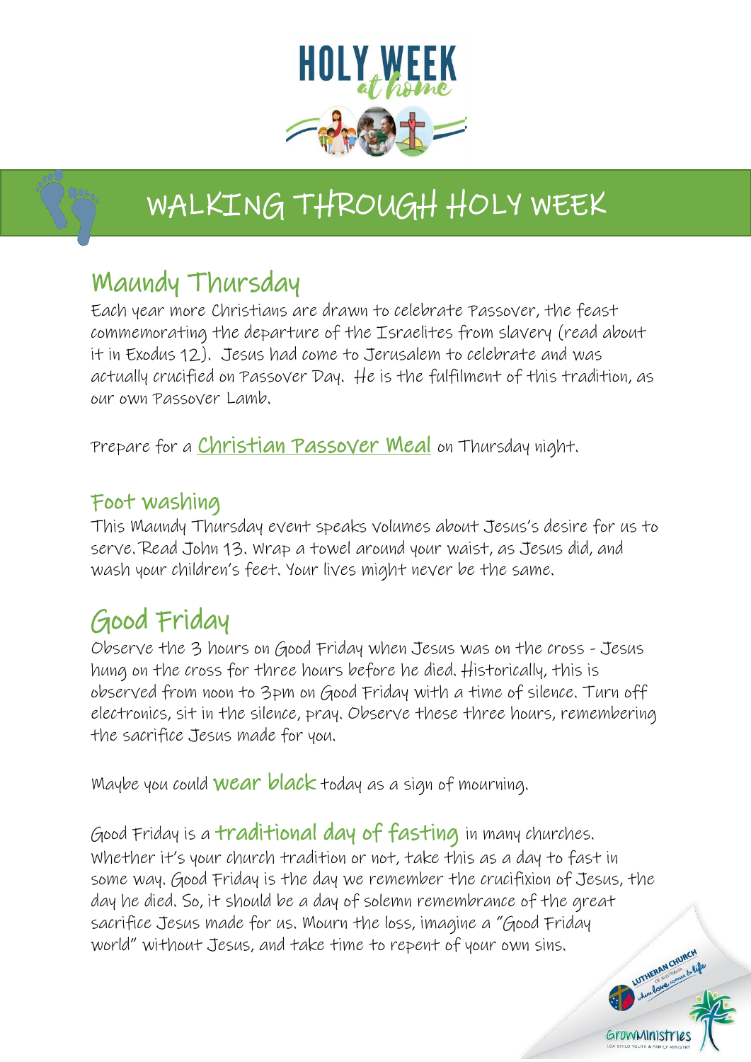# WALKING THROUGH HOLY WEEK

## Maundy Thursday

Each year more Christians are drawn to celebrate Passover, the feast commemorating the departure of the Israelites from slavery (read about it in Exodus 12). Jesus had come to Jerusalem to celebrate and was actually crucified on Passover Day. He is the fulfilment of this tradition, as our own Passover Lamb.

Prepare for a Christian Passover Meal on Thursday night.

### Foot washing

This Maundy Thursday event speaks volumes about Jesus's desire for us to serve. Read John 13. Wrap a towel around your waist, as Jesus did, and wash your children's feet. Your lives might never be the same.

## Good Friday

Observe the 3 hours on Good Friday when Jesus was on the cross - Jesus hung on the cross for three hours before he died. Historically, this is observed from noon to 3pm on Good Friday with a time of silence. Turn off electronics, sit in the silence, pray. Observe these three hours, remembering the sacrifice Jesus made for you.

Maybe you could **wear black** today as a sign of mourning.

Good Friday is a **traditional day of fasting** in many churches. Whether it's your church tradition or not, take this as a day to fast in some way. Good Friday is the day we remember the crucifixion of Jesus, the day he died. So, it should be a day of solemn remembrance of the great sacrifice Jesus made for us. Mourn the loss, imagine a "Good Friday world" without Jesus, and take time to repent of your own sins.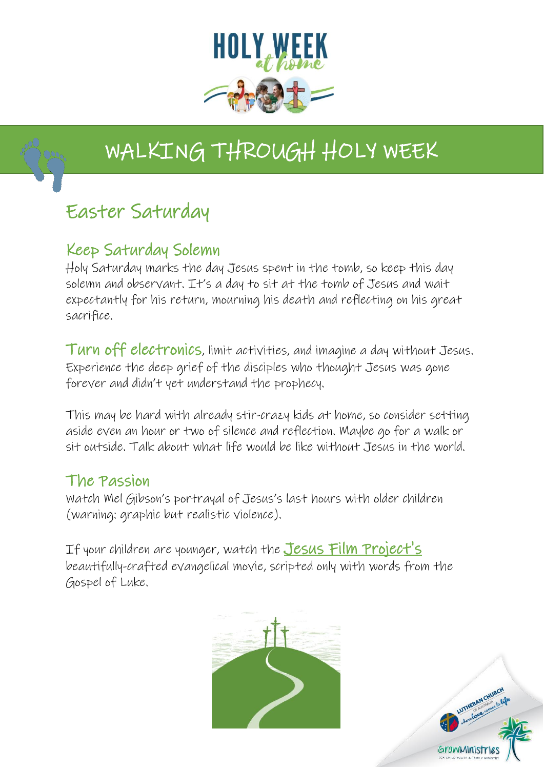# WALKING THROUGH HOLY WEEK

## Easter Saturday

### Keep Saturday Solemn

Holy Saturday marks the day Jesus spent in the tomb, so keep this day solemn and observant. It's a day to sit at the tomb of Jesus and wait expectantly for his return, mourning his death and reflecting on his great sacrifice.

**Turn off electronics**, limit activities, and imagine a day without Jesus. Experience the deep grief of the disciples who thought Jesus was gone forever and didn't yet understand the prophecy.

This may be hard with already stir-crazy kids at home, so consider setting aside even an hour or two of silence and reflection. Maybe go for a walk or sit outside. Talk about what life would be like without Jesus in the world.

### The Passion

Watch Mel Gibson's portrayal of Jesus's last hours with older children (warning: graphic but realistic violence).

If your children are younger, watch the Jesus Film Project's beautifully-crafted evangelical movie, scripted only with words from the Gospel of Luke.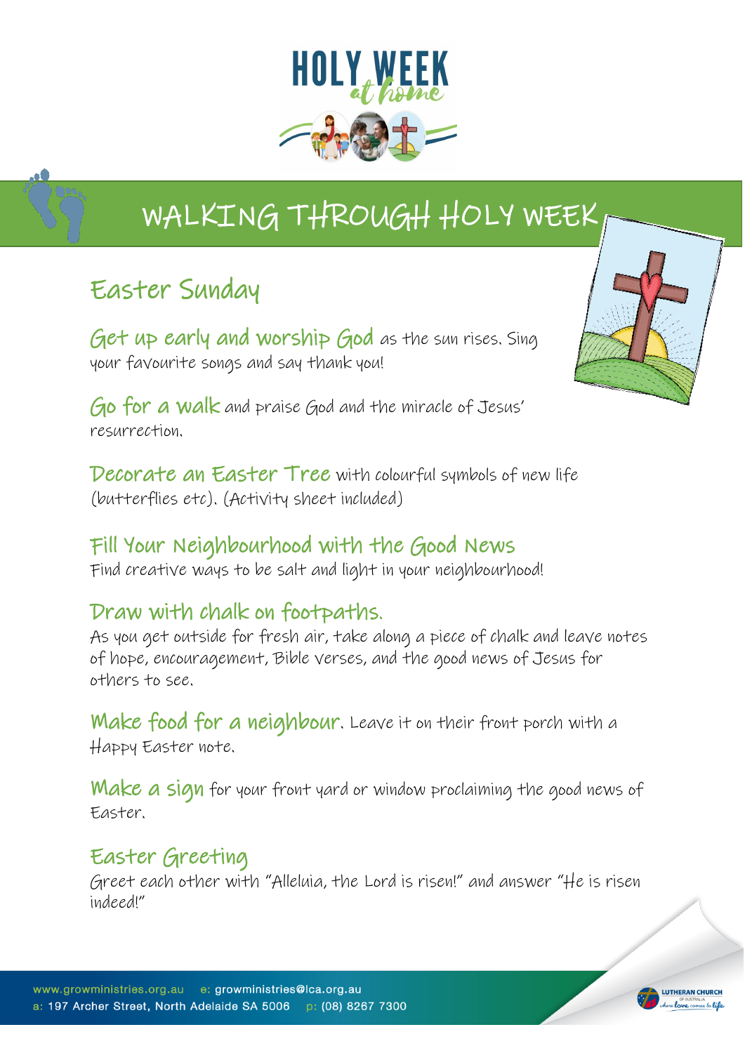# HOLY WEEK at home

## WALKING THROUGH HOLY WEEK

### Easter Sunday

**Get up early and worship God** as the sun rises. Sing your favourite songs and say thank you!

**Go for a walk** and praise God and the miracle of Jesus' resurrection.

**Decorate an Easter Tree** with colourful symbols of new life (butterflies etc). (Activity sheet included)

**Fill Your Neighbourhood with the Good News**
Find creative ways to be salt and light in your neighbourhood!

**Draw with chalk on footpaths.**
As you get outside for fresh air, take along a piece of chalk and leave notes of hope, encouragement, Bible verses, and the good news of Jesus for others to see.

**Make food for a neighbour.** Leave it on their front porch with a Happy Easter note.

**Make a sign** for your front yard or window proclaiming the good news of Easter.

**Easter Greeting**
Greet each other with "Alleluia, the Lord is risen!" and answer "He is risen indeed!"

www.growministries.org.au e: growministries@lca.org.au
a: 197 Archer Street, North Adelaide SA 5006 p: (08) 8267 7300

LUTHERAN CHURCH OF AUSTRALIA where love comes to life